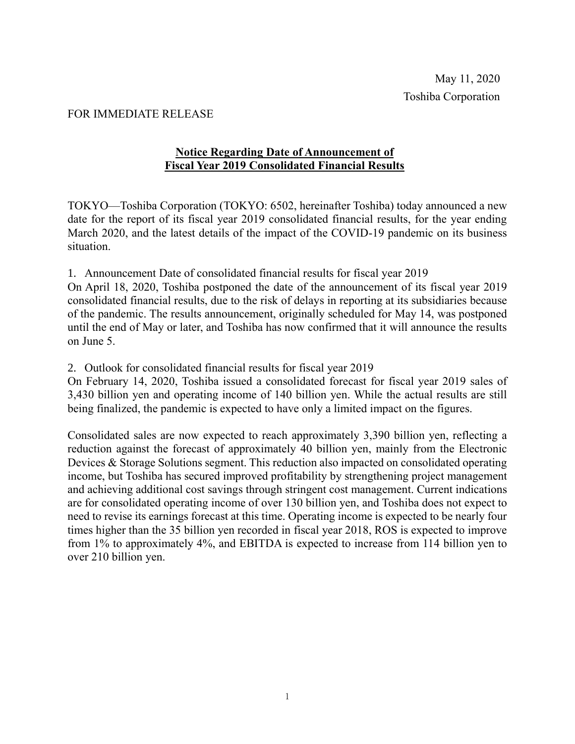May 11, 2020

Toshiba Corporation

FOR IMMEDIATE RELEASE

# Notice Regarding Date of Announcement of Fiscal Year 2019 Consolidated Financial Results

TOKYO—Toshiba Corporation (TOKYO: 6502, hereinafter Toshiba) today announced a new date for the report of its fiscal year 2019 consolidated financial results, for the year ending March 2020, and the latest details of the impact of the COVID-19 pandemic on its business situation.

1. Announcement Date of consolidated financial results for fiscal year 2019

On April 18, 2020, Toshiba postponed the date of the announcement of its fiscal year 2019 consolidated financial results, due to the risk of delays in reporting at its subsidiaries because of the pandemic. The results announcement, originally scheduled for May 14, was postponed until the end of May or later, and Toshiba has now confirmed that it will announce the results on June 5.

2. Outlook for consolidated financial results for fiscal year 2019

On February 14, 2020, Toshiba issued a consolidated forecast for fiscal year 2019 sales of 3,430 billion yen and operating income of 140 billion yen. While the actual results are still being finalized, the pandemic is expected to have only a limited impact on the figures.

Consolidated sales are now expected to reach approximately 3,390 billion yen, reflecting a reduction against the forecast of approximately 40 billion yen, mainly from the Electronic Devices & Storage Solutions segment. This reduction also impacted on consolidated operating income, but Toshiba has secured improved profitability by strengthening project management and achieving additional cost savings through stringent cost management. Current indications are for consolidated operating income of over 130 billion yen, and Toshiba does not expect to need to revise its earnings forecast at this time. Operating income is expected to be nearly four times higher than the 35 billion yen recorded in fiscal year 2018, ROS is expected to improve from 1% to approximately 4%, and EBITDA is expected to increase from 114 billion yen to over 210 billion yen.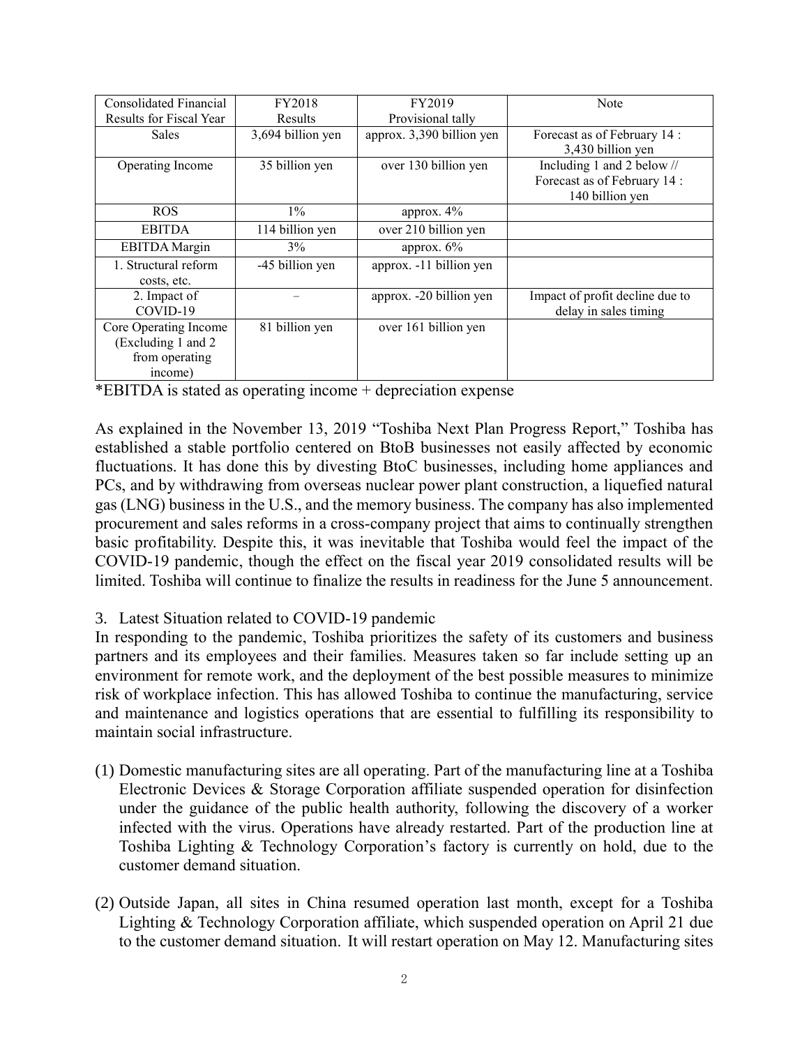| Consolidated Financial Results for Fiscal Year | FY2018 Results | FY2019 Provisional tally | Note |
|---|---|---|---|
| Sales | 3,694 billion yen | approx. 3,390 billion yen | Forecast as of February 14 : 3,430 billion yen |
| Operating Income | 35 billion yen | over 130 billion yen | Including 1 and 2 below // Forecast as of February 14 : 140 billion yen |
| ROS | 1% | approx. 4% | |
| EBITDA | 114 billion yen | over 210 billion yen | |
| EBITDA Margin | 3% | approx. 6% | |
| 1. Structural reform costs, etc. | -45 billion yen | approx. -11 billion yen | |
| 2. Impact of COVID-19 | – | approx. -20 billion yen | Impact of profit decline due to delay in sales timing |
| Core Operating Income (Excluding 1 and 2 from operating income) | 81 billion yen | over 161 billion yen | |

*EBITDA is stated as operating income + depreciation expense

As explained in the November 13, 2019 "Toshiba Next Plan Progress Report," Toshiba has established a stable portfolio centered on BtoB businesses not easily affected by economic fluctuations. It has done this by divesting BtoC businesses, including home appliances and PCs, and by withdrawing from overseas nuclear power plant construction, a liquefied natural gas (LNG) business in the U.S., and the memory business. The company has also implemented procurement and sales reforms in a cross-company project that aims to continually strengthen basic profitability. Despite this, it was inevitable that Toshiba would feel the impact of the COVID-19 pandemic, though the effect on the fiscal year 2019 consolidated results will be limited. Toshiba will continue to finalize the results in readiness for the June 5 announcement.

3. Latest Situation related to COVID-19 pandemic

In responding to the pandemic, Toshiba prioritizes the safety of its customers and business partners and its employees and their families. Measures taken so far include setting up an environment for remote work, and the deployment of the best possible measures to minimize risk of workplace infection. This has allowed Toshiba to continue the manufacturing, service and maintenance and logistics operations that are essential to fulfilling its responsibility to maintain social infrastructure.

(1) Domestic manufacturing sites are all operating. Part of the manufacturing line at a Toshiba Electronic Devices & Storage Corporation affiliate suspended operation for disinfection under the guidance of the public health authority, following the discovery of a worker infected with the virus. Operations have already restarted. Part of the production line at Toshiba Lighting & Technology Corporation's factory is currently on hold, due to the customer demand situation.

(2) Outside Japan, all sites in China resumed operation last month, except for a Toshiba Lighting & Technology Corporation affiliate, which suspended operation on April 21 due to the customer demand situation. It will restart operation on May 12. Manufacturing sites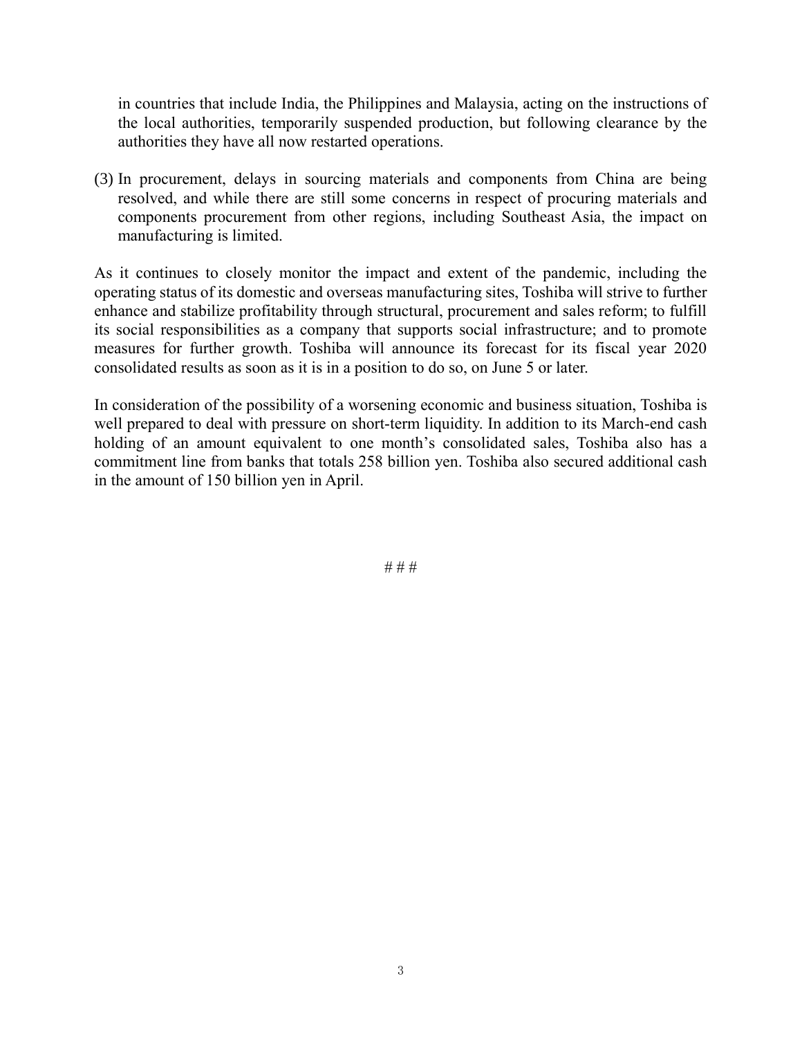in countries that include India, the Philippines and Malaysia, acting on the instructions of the local authorities, temporarily suspended production, but following clearance by the authorities they have all now restarted operations.

(3) In procurement, delays in sourcing materials and components from China are being resolved, and while there are still some concerns in respect of procuring materials and components procurement from other regions, including Southeast Asia, the impact on manufacturing is limited.

As it continues to closely monitor the impact and extent of the pandemic, including the operating status of its domestic and overseas manufacturing sites, Toshiba will strive to further enhance and stabilize profitability through structural, procurement and sales reform; to fulfill its social responsibilities as a company that supports social infrastructure; and to promote measures for further growth. Toshiba will announce its forecast for its fiscal year 2020 consolidated results as soon as it is in a position to do so, on June 5 or later.

In consideration of the possibility of a worsening economic and business situation, Toshiba is well prepared to deal with pressure on short-term liquidity. In addition to its March-end cash holding of an amount equivalent to one month's consolidated sales, Toshiba also has a commitment line from banks that totals 258 billion yen. Toshiba also secured additional cash in the amount of 150 billion yen in April.

# # #